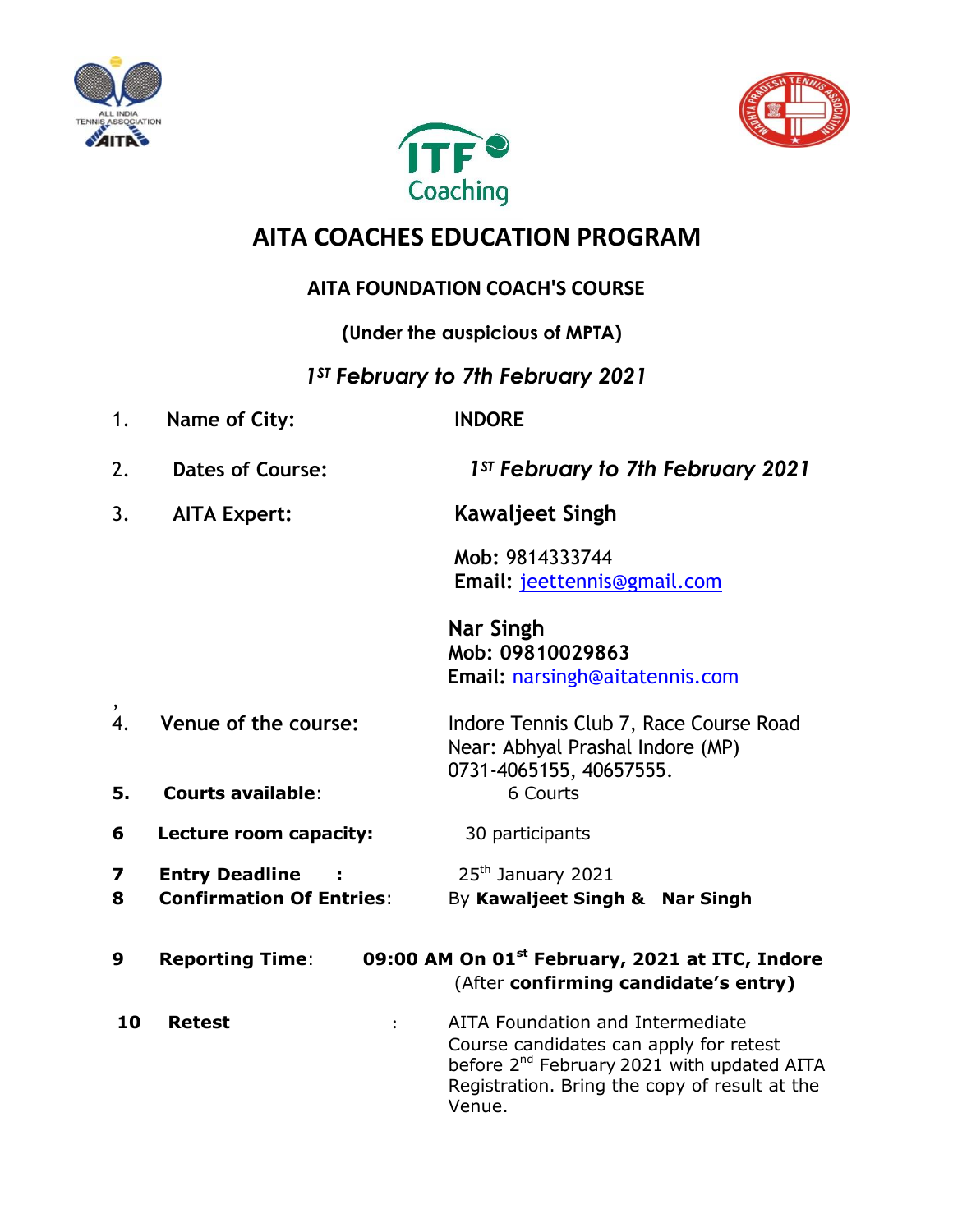# AITA COACHES EDUCATION PROGRAM

## AITA FOUNDATION COACH'S COURSE

**(Under the auspicious of MPTA)**

***1ST February to 7th February 2021***

1. **Name of City:** INDORE
2. **Dates of Course:** ***1ST February to 7th February 2021***
3. **AITA Expert:** **Kawaljeet Singh**

   **Mob:** 9814333744
   **Email:** jeettennis@gmail.com

   **Nar Singh**
   **Mob: 09810029863**
   **Email:** narsingh@aitatennis.com

4. **Venue of the course:** Indore Tennis Club 7, Race Course Road Near: Abhyal Prashal Indore (MP) 0731-4065155, 40657555.
5. **Courts available:** 6 Courts
6. **Lecture room capacity:** 30 participants
7. **Entry Deadline :** 25th January 2021
8. **Confirmation Of Entries:** By **Kawaljeet Singh & Nar Singh**
9. **Reporting Time:** **09:00 AM On 01st February, 2021 at ITC, Indore** (After **confirming candidate's entry)**
10. **Retest :** AITA Foundation and Intermediate Course candidates can apply for retest before 2nd February 2021 with updated AITA Registration. Bring the copy of result at the Venue.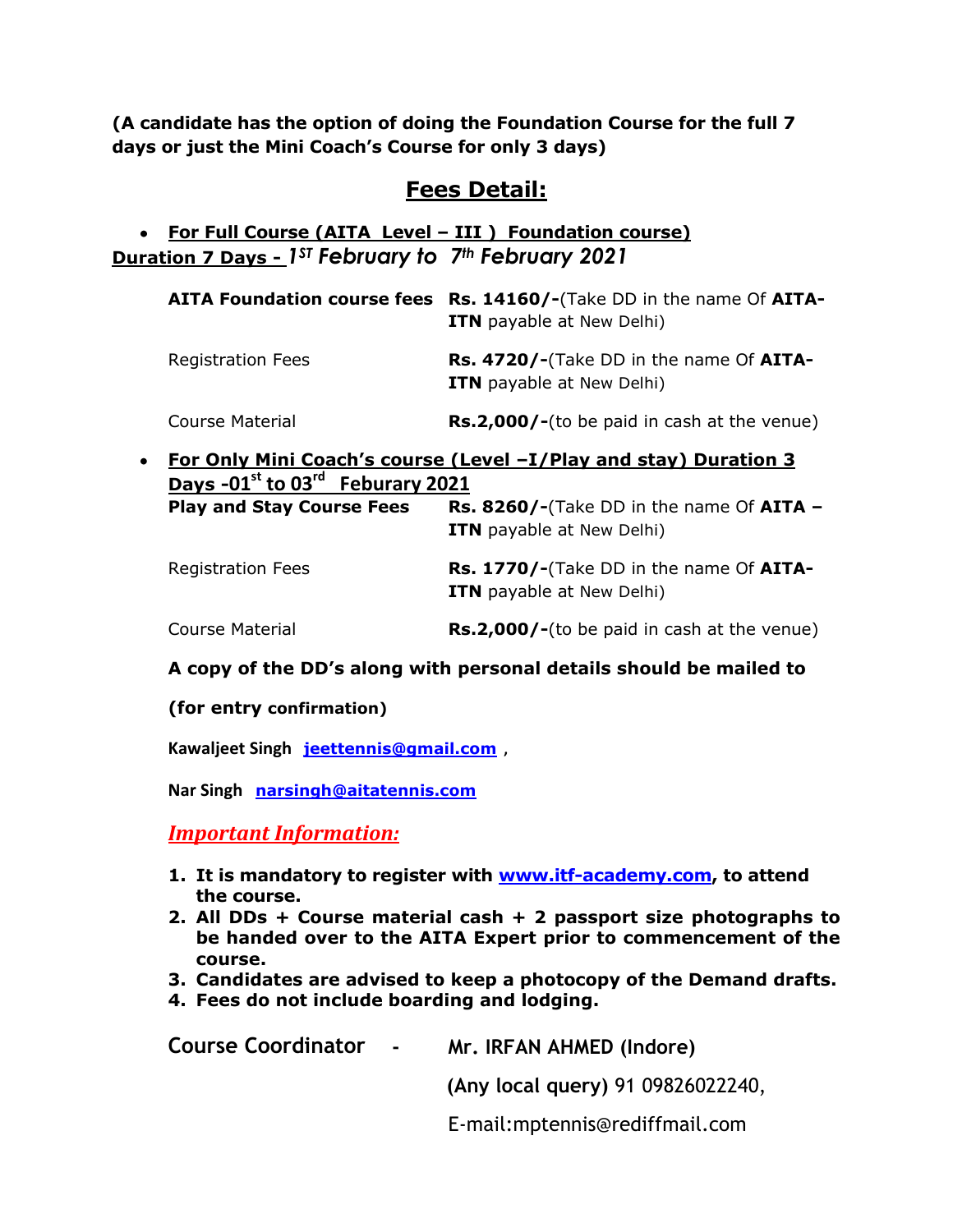**(A candidate has the option of doing the Foundation Course for the full 7 days or just the Mini Coach's Course for only 3 days)**

## Fees Detail:

- **For Full Course (AITA Level – III ) Foundation course)**

**Duration 7 Days -** ***1ST February to 7th February 2021***

| | |
|---|---|
| **AITA Foundation course fees** | **Rs. 14160/-**(Take DD in the name Of **AITA-ITN** payable at New Delhi) |
| Registration Fees | **Rs. 4720/-**(Take DD in the name Of **AITA-ITN** payable at New Delhi) |
| Course Material | **Rs.2,000/-**(to be paid in cash at the venue) |

- **For Only Mini Coach's course (Level –I/Play and stay) Duration 3 Days -01st to 03rd Feburary 2021**

| | |
|---|---|
| **Play and Stay Course Fees** | **Rs. 8260/-**(Take DD in the name Of **AITA – ITN** payable at New Delhi) |
| Registration Fees | **Rs. 1770/-**(Take DD in the name Of **AITA-ITN** payable at New Delhi) |
| Course Material | **Rs.2,000/-**(to be paid in cash at the venue) |

**A copy of the DD's along with personal details should be mailed to**

**(for entry confirmation)**

**Kawaljeet Singh** jeettennis@gmail.com ,

**Nar Singh** narsingh@aitatennis.com

### *Important Information:*

1. **It is mandatory to register with www.itf-academy.com, to attend the course.**
2. **All DDs + Course material cash + 2 passport size photographs to be handed over to the AITA Expert prior to commencement of the course.**
3. **Candidates are advised to keep a photocopy of the Demand drafts.**
4. **Fees do not include boarding and lodging.**

Course Coordinator - Mr. IRFAN AHMED (Indore)

(Any local query) 91 09826022240,

E-mail:mptennis@rediffmail.com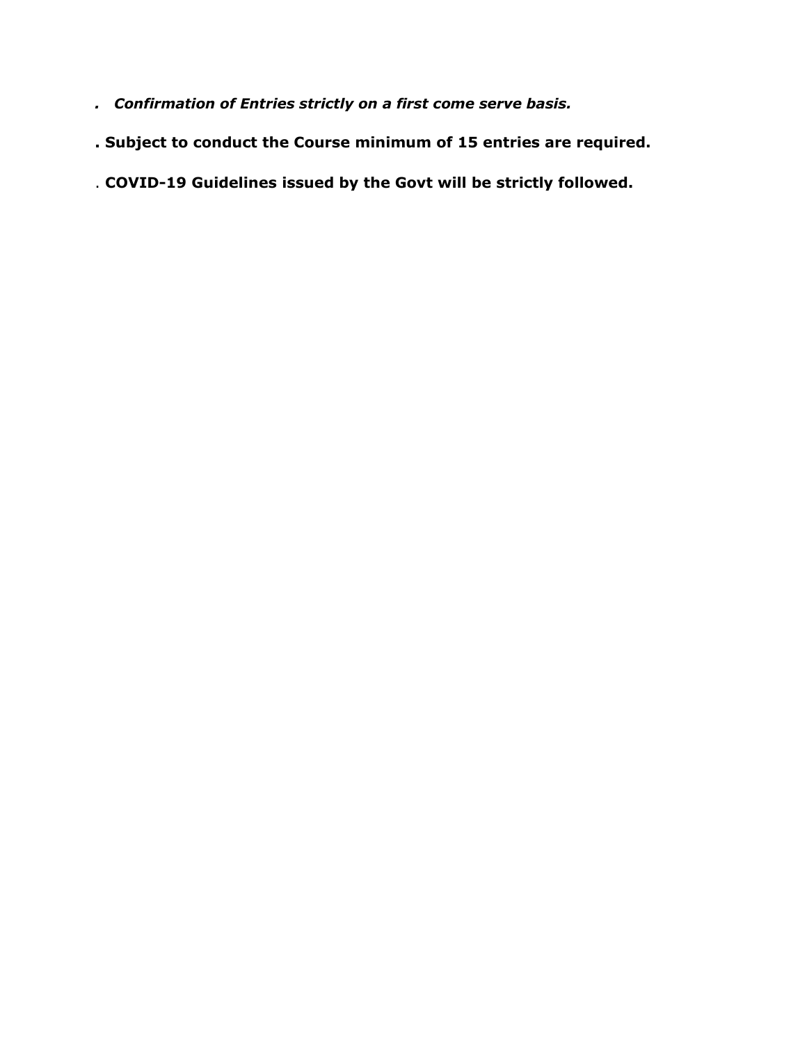- ***Confirmation of Entries strictly on a first come serve basis.***
- **Subject to conduct the Course minimum of 15 entries are required.**
- **COVID-19 Guidelines issued by the Govt will be strictly followed.**